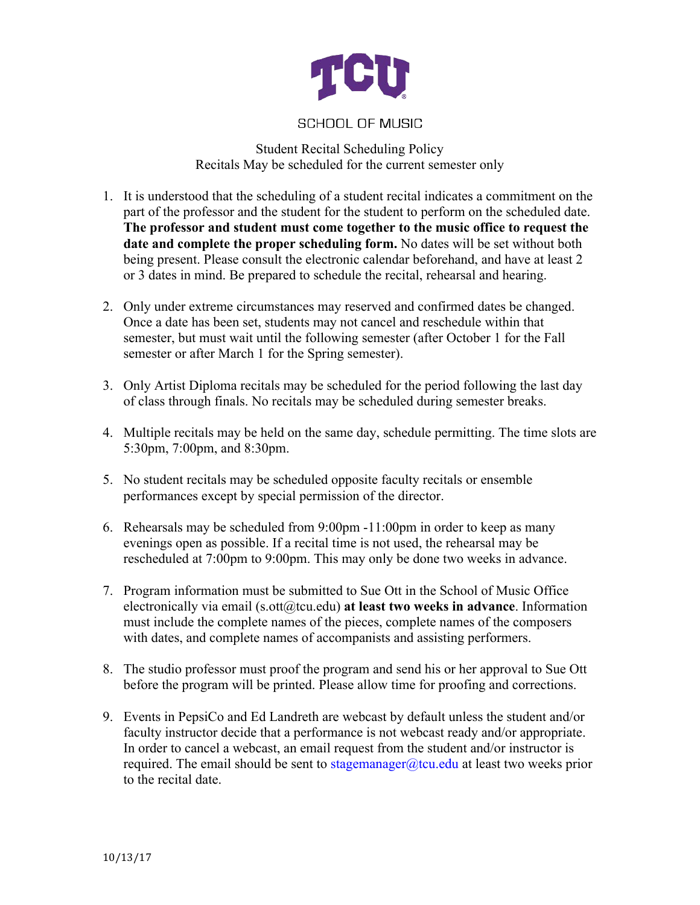# TCU

## SCHOOL OF MUSIC

Student Recital Scheduling Policy
Recitals May be scheduled for the current semester only

1. It is understood that the scheduling of a student recital indicates a commitment on the part of the professor and the student for the student to perform on the scheduled date. **The professor and student must come together to the music office to request the date and complete the proper scheduling form.** No dates will be set without both being present. Please consult the electronic calendar beforehand, and have at least 2 or 3 dates in mind. Be prepared to schedule the recital, rehearsal and hearing.

2. Only under extreme circumstances may reserved and confirmed dates be changed. Once a date has been set, students may not cancel and reschedule within that semester, but must wait until the following semester (after October 1 for the Fall semester or after March 1 for the Spring semester).

3. Only Artist Diploma recitals may be scheduled for the period following the last day of class through finals. No recitals may be scheduled during semester breaks.

4. Multiple recitals may be held on the same day, schedule permitting. The time slots are 5:30pm, 7:00pm, and 8:30pm.

5. No student recitals may be scheduled opposite faculty recitals or ensemble performances except by special permission of the director.

6. Rehearsals may be scheduled from 9:00pm -11:00pm in order to keep as many evenings open as possible. If a recital time is not used, the rehearsal may be rescheduled at 7:00pm to 9:00pm. This may only be done two weeks in advance.

7. Program information must be submitted to Sue Ott in the School of Music Office electronically via email (s.ott@tcu.edu) **at least two weeks in advance**. Information must include the complete names of the pieces, complete names of the composers with dates, and complete names of accompanists and assisting performers.

8. The studio professor must proof the program and send his or her approval to Sue Ott before the program will be printed. Please allow time for proofing and corrections.

9. Events in PepsiCo and Ed Landreth are webcast by default unless the student and/or faculty instructor decide that a performance is not webcast ready and/or appropriate. In order to cancel a webcast, an email request from the student and/or instructor is required. The email should be sent to stagemanager@tcu.edu at least two weeks prior to the recital date.

10/13/17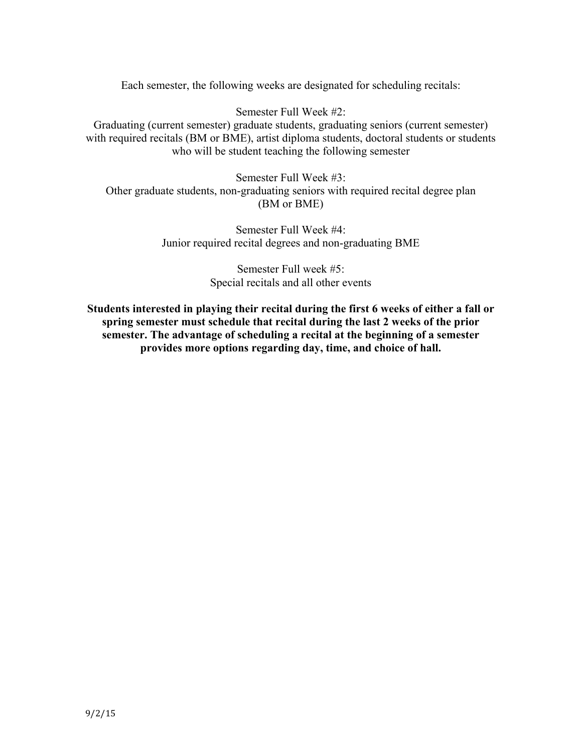Each semester, the following weeks are designated for scheduling recitals:

Semester Full Week #2:
Graduating (current semester) graduate students, graduating seniors (current semester) with required recitals (BM or BME), artist diploma students, doctoral students or students who will be student teaching the following semester

Semester Full Week #3:
Other graduate students, non-graduating seniors with required recital degree plan (BM or BME)

Semester Full Week #4:
Junior required recital degrees and non-graduating BME

Semester Full week #5:
Special recitals and all other events

**Students interested in playing their recital during the first 6 weeks of either a fall or spring semester must schedule that recital during the last 2 weeks of the prior semester. The advantage of scheduling a recital at the beginning of a semester provides more options regarding day, time, and choice of hall.**

9/2/15